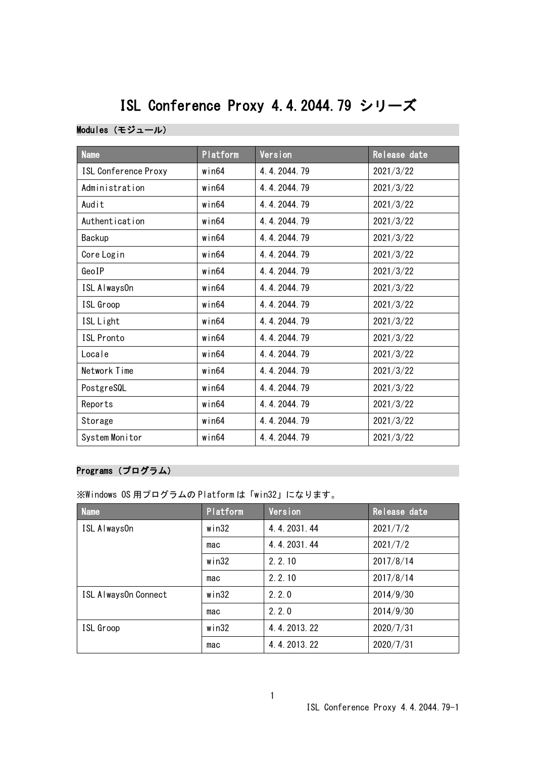# ISL Conference Proxy 4.4.2044.79 シリーズ

## Modules（モジュール）

| Name | Platform | Version | Release date |
| --- | --- | --- | --- |
| ISL Conference Proxy | win64 | 4.4.2044.79 | 2021/3/22 |
| Administration | win64 | 4.4.2044.79 | 2021/3/22 |
| Audit | win64 | 4.4.2044.79 | 2021/3/22 |
| Authentication | win64 | 4.4.2044.79 | 2021/3/22 |
| Backup | win64 | 4.4.2044.79 | 2021/3/22 |
| Core Login | win64 | 4.4.2044.79 | 2021/3/22 |
| GeoIP | win64 | 4.4.2044.79 | 2021/3/22 |
| ISL AlwaysOn | win64 | 4.4.2044.79 | 2021/3/22 |
| ISL Groop | win64 | 4.4.2044.79 | 2021/3/22 |
| ISL Light | win64 | 4.4.2044.79 | 2021/3/22 |
| ISL Pronto | win64 | 4.4.2044.79 | 2021/3/22 |
| Locale | win64 | 4.4.2044.79 | 2021/3/22 |
| Network Time | win64 | 4.4.2044.79 | 2021/3/22 |
| PostgreSQL | win64 | 4.4.2044.79 | 2021/3/22 |
| Reports | win64 | 4.4.2044.79 | 2021/3/22 |
| Storage | win64 | 4.4.2044.79 | 2021/3/22 |
| System Monitor | win64 | 4.4.2044.79 | 2021/3/22 |

## Programs（プログラム）

※Windows OS 用プログラムの Platform は「win32」になります。

| Name | Platform | Version | Release date |
| --- | --- | --- | --- |
| ISL AlwaysOn | win32 | 4.4.2031.44 | 2021/7/2 |
| | mac | 4.4.2031.44 | 2021/7/2 |
| | win32 | 2.2.10 | 2017/8/14 |
| | mac | 2.2.10 | 2017/8/14 |
| ISL AlwaysOn Connect | win32 | 2.2.0 | 2014/9/30 |
| | mac | 2.2.0 | 2014/9/30 |
| ISL Groop | win32 | 4.4.2013.22 | 2020/7/31 |
| | mac | 4.4.2013.22 | 2020/7/31 |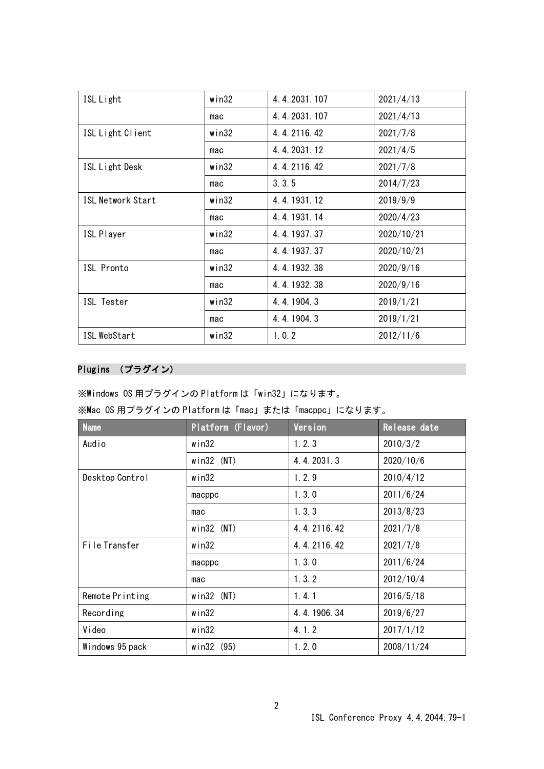| ISL Light | win32 | 4.4.2031.107 | 2021/4/13 |
| --- | --- | --- | --- |
| | mac | 4.4.2031.107 | 2021/4/13 |
| ISL Light Client | win32 | 4.4.2116.42 | 2021/7/8 |
| | mac | 4.4.2031.12 | 2021/4/5 |
| ISL Light Desk | win32 | 4.4.2116.42 | 2021/7/8 |
| | mac | 3.3.5 | 2014/7/23 |
| ISL Network Start | win32 | 4.4.1931.12 | 2019/9/9 |
| | mac | 4.4.1931.14 | 2020/4/23 |
| ISL Player | win32 | 4.4.1937.37 | 2020/10/21 |
| | mac | 4.4.1937.37 | 2020/10/21 |
| ISL Pronto | win32 | 4.4.1932.38 | 2020/9/16 |
| | mac | 4.4.1932.38 | 2020/9/16 |
| ISL Tester | win32 | 4.4.1904.3 | 2019/1/21 |
| | mac | 4.4.1904.3 | 2019/1/21 |
| ISL WebStart | win32 | 1.0.2 | 2012/11/6 |

## Plugins （プラグイン）

※Windows OS 用プラグインの Platform は「win32」になります。

※Mac OS 用プラグインの Platform は「mac」または「macppc」になります。

| Name | Platform (Flavor) | Version | Release date |
| --- | --- | --- | --- |
| Audio | win32 | 1.2.3 | 2010/3/2 |
| | win32 (NT) | 4.4.2031.3 | 2020/10/6 |
| Desktop Control | win32 | 1.2.9 | 2010/4/12 |
| | macppc | 1.3.0 | 2011/6/24 |
| | mac | 1.3.3 | 2013/8/23 |
| | win32 (NT) | 4.4.2116.42 | 2021/7/8 |
| File Transfer | win32 | 4.4.2116.42 | 2021/7/8 |
| | macppc | 1.3.0 | 2011/6/24 |
| | mac | 1.3.2 | 2012/10/4 |
| Remote Printing | win32 (NT) | 1.4.1 | 2016/5/18 |
| Recording | win32 | 4.4.1906.34 | 2019/6/27 |
| Video | win32 | 4.1.2 | 2017/1/12 |
| Windows 95 pack | win32 (95) | 1.2.0 | 2008/11/24 |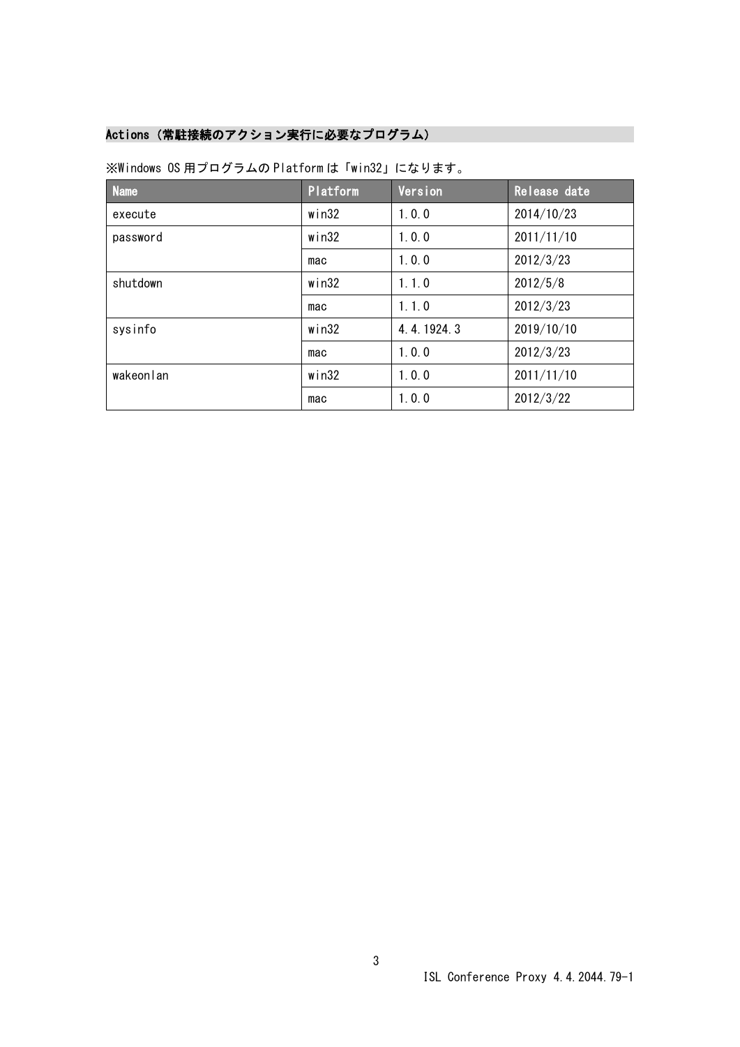## Actions（常駐接続のアクション実行に必要なプログラム）

※Windows OS 用プログラムの Platform は「win32」になります。

| Name | Platform | Version | Release date |
| --- | --- | --- | --- |
| execute | win32 | 1.0.0 | 2014/10/23 |
| password | win32 | 1.0.0 | 2011/11/10 |
| | mac | 1.0.0 | 2012/3/23 |
| shutdown | win32 | 1.1.0 | 2012/5/8 |
| | mac | 1.1.0 | 2012/3/23 |
| sysinfo | win32 | 4.4.1924.3 | 2019/10/10 |
| | mac | 1.0.0 | 2012/3/23 |
| wakeonlan | win32 | 1.0.0 | 2011/11/10 |
| | mac | 1.0.0 | 2012/3/22 |